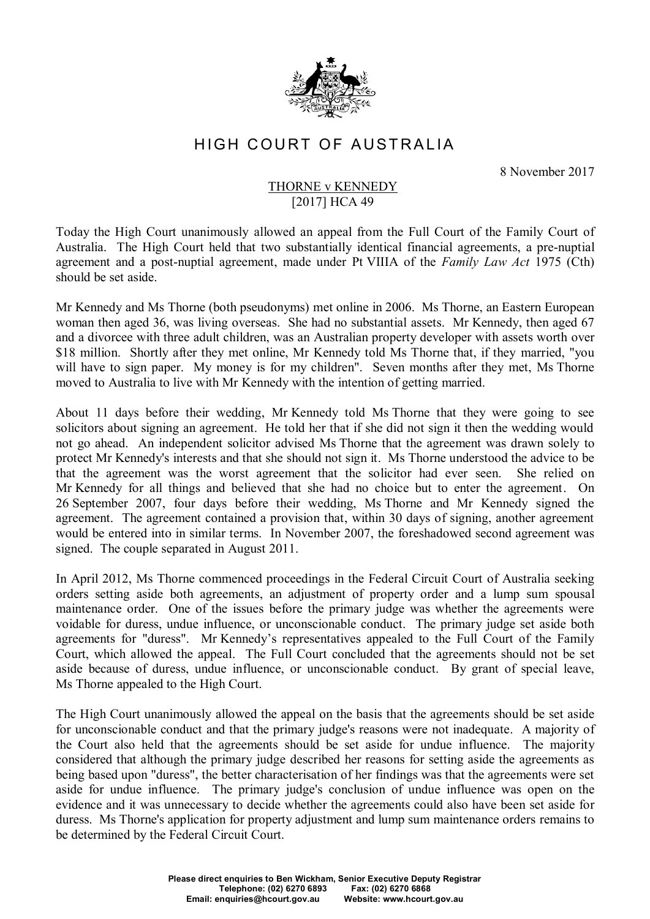# HIGH COURT OF AUSTRALIA

8 November 2017

THORNE v KENNEDY
[2017] HCA 49

Today the High Court unanimously allowed an appeal from the Full Court of the Family Court of Australia. The High Court held that two substantially identical financial agreements, a pre-nuptial agreement and a post-nuptial agreement, made under Pt VIIIA of the *Family Law Act* 1975 (Cth) should be set aside.

Mr Kennedy and Ms Thorne (both pseudonyms) met online in 2006. Ms Thorne, an Eastern European woman then aged 36, was living overseas. She had no substantial assets. Mr Kennedy, then aged 67 and a divorcee with three adult children, was an Australian property developer with assets worth over $18 million. Shortly after they met online, Mr Kennedy told Ms Thorne that, if they married, "you will have to sign paper. My money is for my children". Seven months after they met, Ms Thorne moved to Australia to live with Mr Kennedy with the intention of getting married.

About 11 days before their wedding, Mr Kennedy told Ms Thorne that they were going to see solicitors about signing an agreement. He told her that if she did not sign it then the wedding would not go ahead. An independent solicitor advised Ms Thorne that the agreement was drawn solely to protect Mr Kennedy's interests and that she should not sign it. Ms Thorne understood the advice to be that the agreement was the worst agreement that the solicitor had ever seen. She relied on Mr Kennedy for all things and believed that she had no choice but to enter the agreement. On 26 September 2007, four days before their wedding, Ms Thorne and Mr Kennedy signed the agreement. The agreement contained a provision that, within 30 days of signing, another agreement would be entered into in similar terms. In November 2007, the foreshadowed second agreement was signed. The couple separated in August 2011.

In April 2012, Ms Thorne commenced proceedings in the Federal Circuit Court of Australia seeking orders setting aside both agreements, an adjustment of property order and a lump sum spousal maintenance order. One of the issues before the primary judge was whether the agreements were voidable for duress, undue influence, or unconscionable conduct. The primary judge set aside both agreements for "duress". Mr Kennedy's representatives appealed to the Full Court of the Family Court, which allowed the appeal. The Full Court concluded that the agreements should not be set aside because of duress, undue influence, or unconscionable conduct. By grant of special leave, Ms Thorne appealed to the High Court.

The High Court unanimously allowed the appeal on the basis that the agreements should be set aside for unconscionable conduct and that the primary judge's reasons were not inadequate. A majority of the Court also held that the agreements should be set aside for undue influence. The majority considered that although the primary judge described her reasons for setting aside the agreements as being based upon "duress", the better characterisation of her findings was that the agreements were set aside for undue influence. The primary judge's conclusion of undue influence was open on the evidence and it was unnecessary to decide whether the agreements could also have been set aside for duress. Ms Thorne's application for property adjustment and lump sum maintenance orders remains to be determined by the Federal Circuit Court.

**Please direct enquiries to Ben Wickham, Senior Executive Deputy Registrar**
**Telephone: (02) 6270 6893 Fax: (02) 6270 6868**
**Email: enquiries@hcourt.gov.au Website: www.hcourt.gov.au**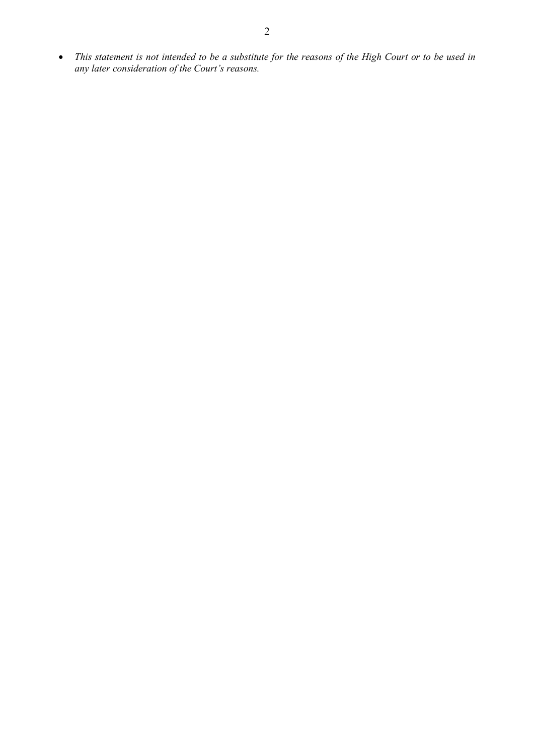- *This statement is not intended to be a substitute for the reasons of the High Court or to be used in any later consideration of the Court's reasons.*